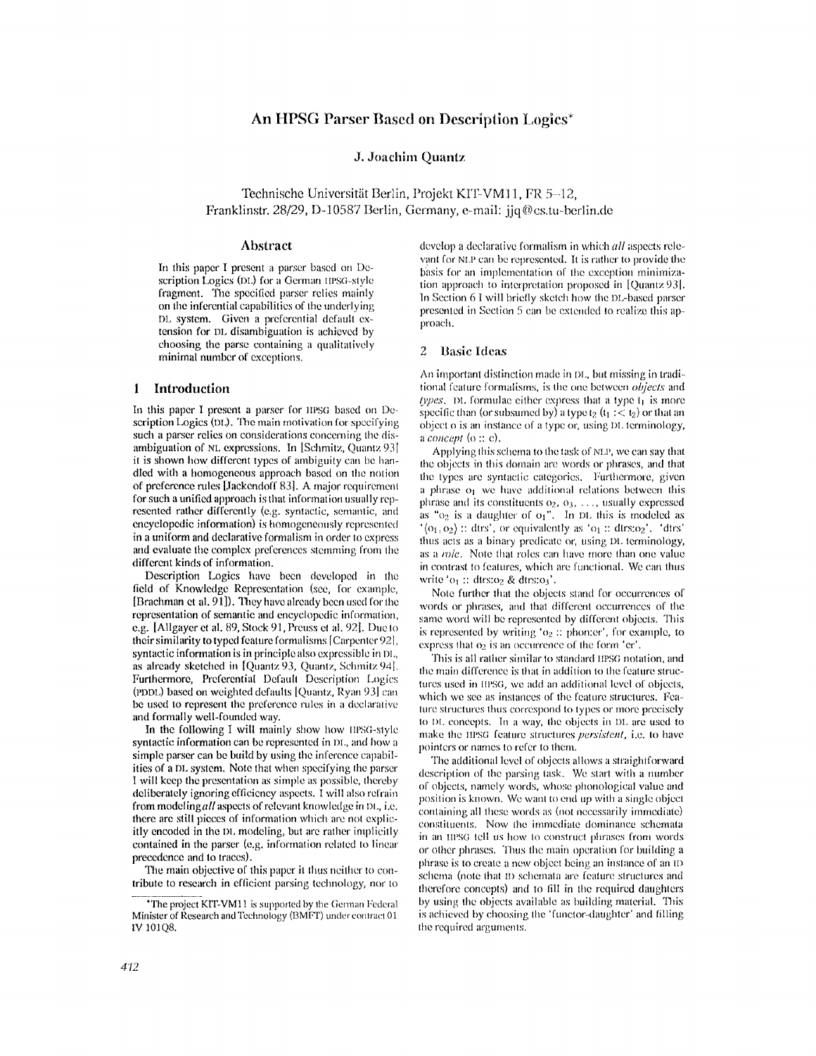# An HPSG Parser Based on Description Logics*

**J. Joachim Quantz**

Technische Universität Berlin, Projekt KIT-VM11, FR 5–12,
Franklinstr. 28/29, D-10587 Berlin, Germany, e-mail: jjq@cs.tu-berlin.de

## Abstract

In this paper I present a parser based on Description Logics (DL) for a German HPSG-style fragment. The specified parser relies mainly on the inferential capabilities of the underlying DL system. Given a preferential default extension for DL disambiguation is achieved by choosing the parse containing a qualitatively minimal number of exceptions.

## 1 Introduction

In this paper I present a parser for HPSG based on Description Logics (DL). The main motivation for specifying such a parser relies on considerations concerning the disambiguation of NL expressions. In [Schmitz, Quantz 93] it is shown how different types of ambiguity can be handled with a homogeneous approach based on the notion of preference rules [Jackendoff 83]. A major requirement for such a unified approach is that information usually represented rather differently (e.g. syntactic, semantic, and encyclopedic information) is homogeneously represented in a uniform and declarative formalism in order to express and evaluate the complex preferences stemming from the different kinds of information.

Description Logics have been developed in the field of Knowledge Representation (see, for example, [Brachman et al. 91]). They have already been used for the representation of semantic and encyclopedic information, e.g. [Allgayer et al. 89, Stock 91, Preuss et al. 92]. Due to their similarity to typed feature formalisms [Carpenter 92], syntactic information is in principle also expressible in DL, as already sketched in [Quantz 93, Quantz, Schmitz 94]. Furthermore, Preferential Default Description Logics (PDDL) based on weighted defaults [Quantz, Ryan 93] can be used to represent the preference rules in a declarative and formally well-founded way.

In the following I will mainly show how HPSG-style syntactic information can be represented in DL, and how a simple parser can be build by using the inference capabilities of a DL system. Note that when specifying the parser I will keep the presentation as simple as possible, thereby deliberately ignoring efficiency aspects. I will also refrain from modeling *all* aspects of relevant knowledge in DL, i.e. there are still pieces of information which are not explicitly encoded in the DL modeling, but are rather implicitly contained in the parser (e.g. information related to linear precedence and to traces).

The main objective of this paper it thus neither to contribute to research in efficient parsing technology, nor to develop a declarative formalism in which *all* aspects relevant for NLP can be represented. It is rather to provide the basis for an implementation of the exception minimization approach to interpretation proposed in [Quantz 93]. In Section 6 I will briefly sketch how the DL-based parser presented in Section 5 can be extended to realize this approach.

## 2 Basic Ideas

An important distinction made in DL, but missing in traditional feature formalisms, is the one between *objects* and *types*. DL formulae either express that a type $t_1$ is more specific than (or subsumed by) a type $t_2$ ($t_1 :< t_2$) or that an object o is an instance of a type or, using DL terminology, a *concept* (o :: c).

Applying this schema to the task of NLP, we can say that the objects in this domain are words or phrases, and that the types are syntactic categories. Furthermore, given a phrase $o_1$ we have additional relations between this phrase and its constituents $o_2$, $o_3$, ..., usually expressed as "$o_2$ is a daughter of $o_1$". In DL this is modeled as '$\langle o_1, o_2 \rangle$ :: dtrs', or equivalently as '$o_1$ :: dtrs:$o_2$'. 'dtrs' thus acts as a binary predicate or, using DL terminology, as a *role*. Note that roles can have more than one value in contrast to features, which are functional. We can thus write '$o_1$ :: dtrs:$o_2$ & dtrs:$o_3$'.

Note further that the objects stand for occurrences of words or phrases, and that different occurrences of the same word will be represented by different objects. This is represented by writing '$o_2$ :: phon:er', for example, to express that $o_2$ is an occurrence of the form 'er'.

This is all rather similar to standard HPSG notation, and the main difference is that in addition to the feature structures used in HPSG, we add an additional level of objects, which we see as instances of the feature structures. Feature structures thus correspond to types or more precisely to DL concepts. In a way, the objects in DL are used to make the HPSG feature structures *persistent*, i.e. to have pointers or names to refer to them.

The additional level of objects allows a straightforward description of the parsing task. We start with a number of objects, namely words, whose phonological value and position is known. We want to end up with a single object containing all these words as (not necessarily immediate) constituents. Now the immediate dominance schemata in an HPSG tell us how to construct phrases from words or other phrases. Thus the main operation for building a phrase is to create a new object being an instance of an ID schema (note that ID schemata are feature structures and therefore concepts) and to fill in the required daughters by using the objects available as building material. This is achieved by choosing the 'functor-daughter' and filling the required arguments.

*The project KIT-VM11 is supported by the German Federal Minister of Research and Technology (BMFT) under contract 01 IV 101Q8.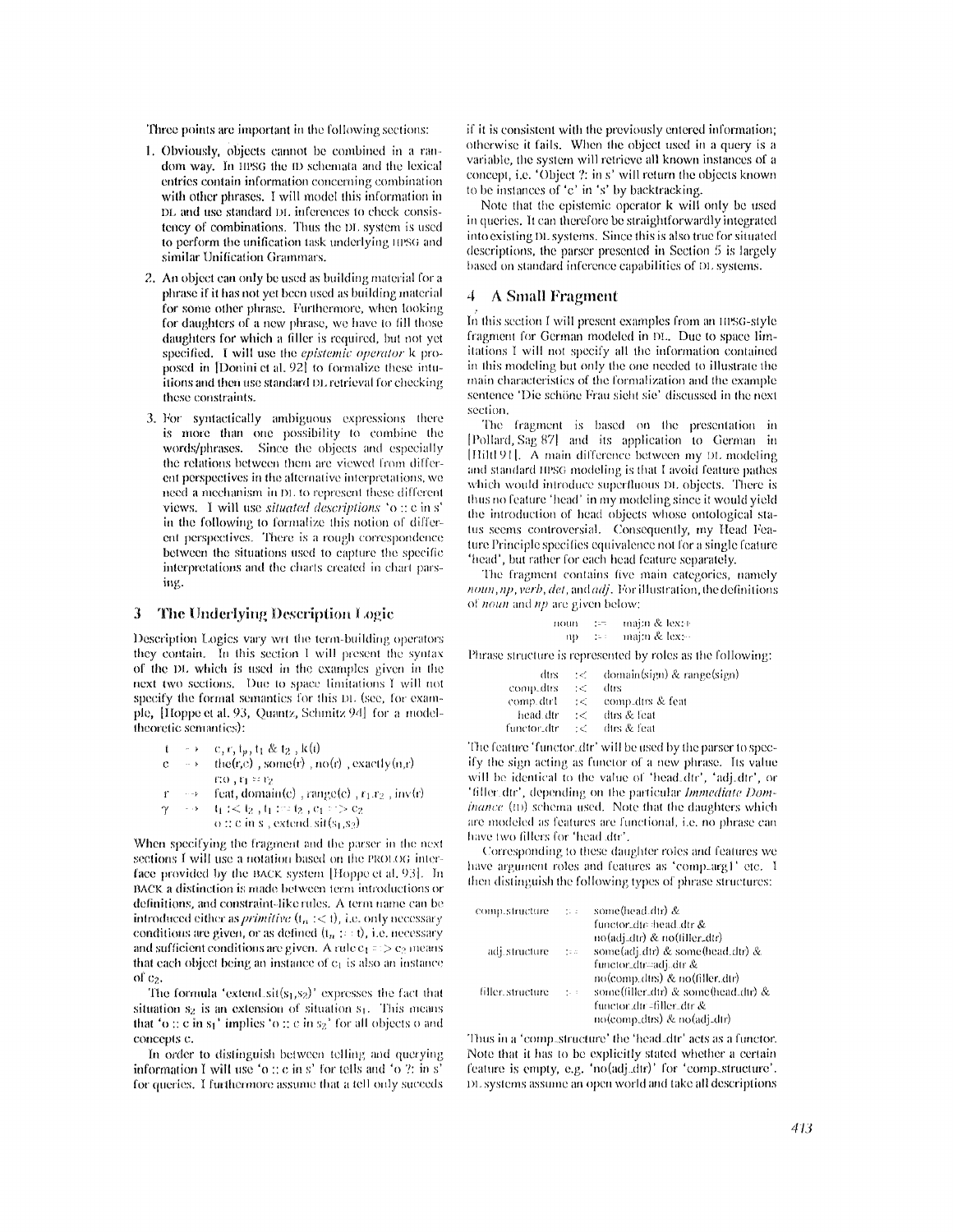Three points are important in the following sections:

1. Obviously, objects cannot be combined in a random way. In HPSG the ID schemata and the lexical entries contain information concerning combination with other phrases. I will model this information in DL and use standard DL inferences to check consistency of combinations. Thus the DL system is used to perform the unification task underlying HPSG and similar Unification Grammars.
2. An object can only be used as building material for a phrase if it has not yet been used as building material for some other phrase. Furthermore, when looking for daughters of a new phrase, we have to fill those daughters for which a filler is required, but not yet specified. I will use the *epistemic operator* k proposed in [Donini et al. 92] to formalize these intuitions and then use standard DL retrieval for checking these constraints.
3. For syntactically ambiguous expressions there is more than one possibility to combine the words/phrases. Since the objects and especially the relations between them are viewed from different perspectives in the alternative interpretations, we need a mechanism in DL to represent these different views. I will use *situated descriptions* 'o :: c in s' in the following to formalize this notion of different perspectives. There is a rough correspondence between the situations used to capture the specific interpretations and the charts created in chart parsing.

## 3 The Underlying Description Logic

Description Logics vary wrt the term-building operators they contain. In this section I will present the syntax of the DL which is used in the examples given in the next two sections. Due to space limitations I will not specify the formal semantics for this DL (see, for example, [Hoppe et al. 93, Quantz, Schmitz 94] for a model-theoretic semantics):

$$
\begin{array}{lll}
t & \rightarrow & c,\ r,\ t_p,\ t_1\ \&\ t_2\ ,\ k(t) \\
c & \rightarrow & \text{the}(r,c)\ ,\ \text{some}(r)\ ,\ \text{no}(r)\ ,\ \text{exactly}(n,r) \\
 & & r{:}o\ ,\ r_1 = r_2 \\
r & \rightarrow & \text{feat},\ \text{domain}(c)\ ,\ \text{range}(c)\ ,\ r_1.r_2\ ,\ \text{inv}(r) \\
\gamma & \rightarrow & t_1 :< t_2\ ,\ t_1 := t_2\ ,\ c_1 => c_2 \\
 & & o :: c \text{ in } s\ ,\ \text{extend\_sit}(s_1,s_2)
\end{array}
$$

When specifying the fragment and the parser in the next sections I will use a notation based on the PROLOG interface provided by the BACK system [Hoppe et al. 93]. In BACK a distinction is made between term introductions or definitions, and constraint-like rules. A term name can be introduced either as *primitive* ($t_n$ :< t), i.e. only necessary conditions are given, or as defined ($t_n$ := t), i.e. necessary and sufficient conditions are given. A rule $c_1 => c_2$ means that each object being an instance of $c_1$ is also an instance of $c_2$.

The formula 'extend_sit($s_1$,$s_2$)' expresses the fact that situation $s_2$ is an extension of situation $s_1$. This means that 'o :: c in $s_1$' implies 'o :: c in $s_2$' for all objects o and concepts c.

In order to distinguish between telling and querying information I will use 'o :: c in s' for tells and 'o ?: in s' for queries. I furthermore assume that a tell only succeeds if it is consistent with the previously entered information; otherwise it fails. When the object used in a query is a variable, the system will retrieve all known instances of a concept, i.e. 'Object ?: in s' will return the objects known to be instances of 'c' in 's' by backtracking.

Note that the epistemic operator k will only be used in queries. It can therefore be straightforwardly integrated into existing DL systems. Since this is also true for situated descriptions, the parser presented in Section 5 is largely based on standard inference capabilities of DL systems.

## 4 A Small Fragment

In this section I will present examples from an HPSG-style fragment for German modeled in DL. Due to space limitations I will not specify all the information contained in this modeling but only the one needed to illustrate the main characteristics of the formalization and the example sentence 'Die schöne Frau sieht sie' discussed in the next section.

The fragment is based on the presentation in [Pollard, Sag 87] and its application to German in [Hild 91]. A main difference between my DL modeling and standard HPSG modeling is that I avoid feature paths which would introduce superfluous DL objects. There is thus no feature 'head' in my modeling since it would yield the introduction of head objects whose ontological status seems controversial. Consequently, my Head Feature Principle specifies equivalence not for a single feature 'head', but rather for each head feature separately.

The fragment contains five main categories, namely *noun*, *np*, *verb*, *det*, and *adj*. For illustration, the definitions of *noun* and *np* are given below:

```
noun  :=  maj:n & lex:+
  np  :=  maj:n & lex:-
```

Phrase structure is represented by roles as the following:

```
       dtrs  :<  domain(sign) & range(sign)
  comp_dtrs  :<  dtrs
  comp_dtr1  :<  comp_dtrs & feat
   head_dtr  :<  dtrs & feat
functor_dtr  :<  dtrs & feat
```

The feature 'functor_dtr' will be used by the parser to specify the sign acting as functor of a new phrase. Its value will be identical to the value of 'head_dtr', 'adj_dtr', or 'filler_dtr', depending on the particular *Immediate Dominance* (ID) schema used. Note that the daughters which are modeled as features are functional, i.e. no phrase can have two fillers for 'head_dtr'.

Corresponding to these daughter roles and features we have argument roles and features as 'comp_arg1' etc. I then distinguish the following types of phrase structures:

```
comp_structure   :=  some(head_dtr) &
                     functor_dtr=head_dtr &
                     no(adj_dtr) & no(filler_dtr)
  adj_structure  :=  some(adj_dtr) & some(head_dtr) &
                     functor_dtr=adj_dtr &
                     no(comp_dtrs) & no(filler_dtr)
filler_structure :=  some(filler_dtr) & some(head_dtr) &
                     functor_dtr=filler_dtr &
                     no(comp_dtrs) & no(adj_dtr)
```

Thus in a 'comp_structure' the 'head_dtr' acts as a functor. Note that it has to be explicitly stated whether a certain feature is empty, e.g. 'no(adj_dtr)' for 'comp_structure'. DL systems assume an open world and take all descriptions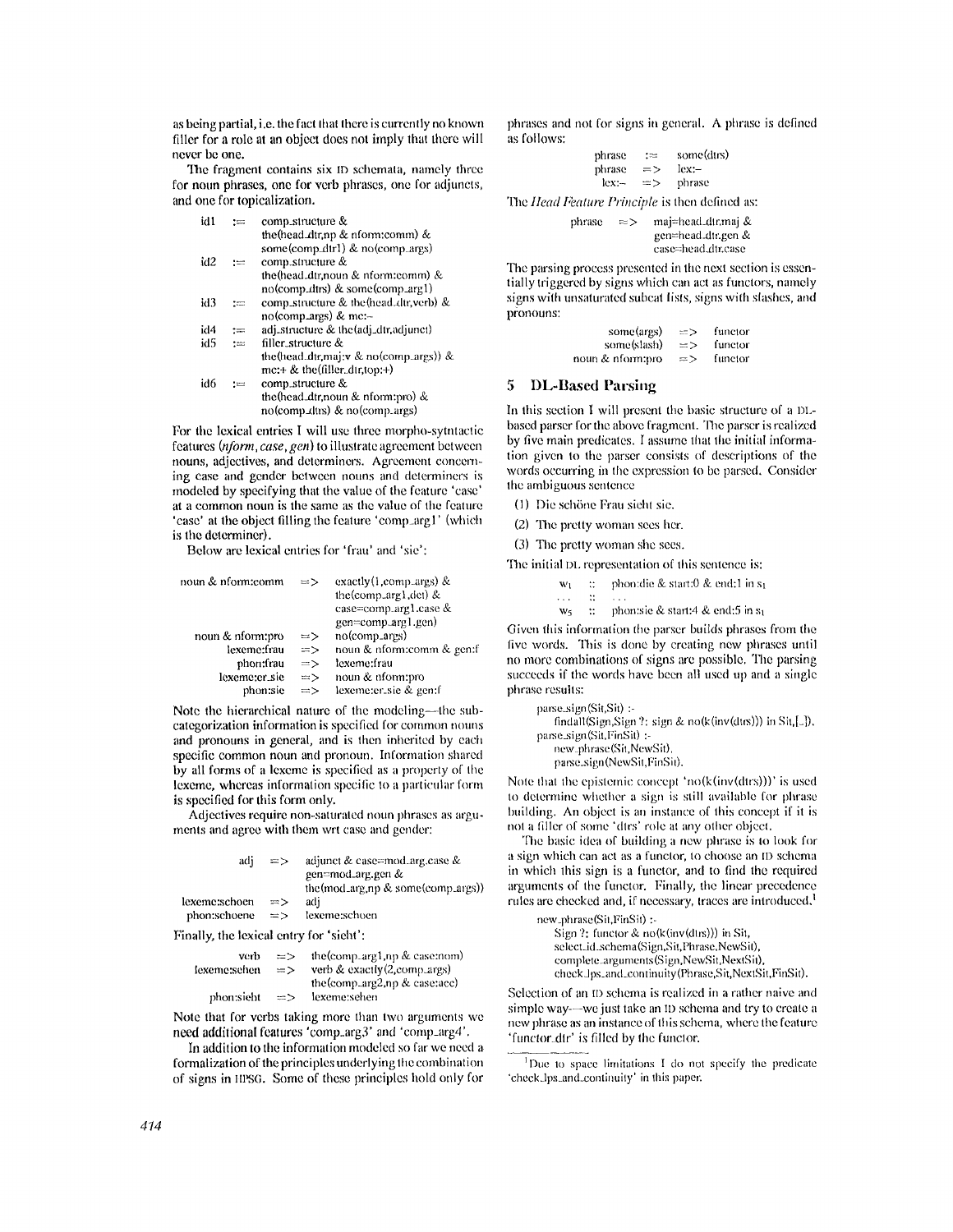as being partial, i.e. the fact that there is currently no known filler for a role at an object does not imply that there will never be one.

The fragment contains six ID schemata, namely three for noun phrases, one for verb phrases, one for adjuncts, and one for topicalization.

```
id1  :=  comp_structure &
         the(head_dtr,np & nform:comm) &
         some(comp_dtr1) & no(comp_args)
id2  :=  comp_structure &
         the(head_dtr,noun & nform:comm) &
         no(comp_dtrs) & some(comp_arg1)
id3  :=  comp_structure & the(head_dtr,verb) &
         no(comp_args) & mc:-
id4  :=  adj_structure & the(adj_dtr,adjunct)
id5  :=  filler_structure &
         the(head_dtr,maj:v & no(comp_args)) &
         mc:+ & the(filler_dtr,top:+)
id6  :=  comp_structure &
         the(head_dtr,noun & nform:pro) &
         no(comp_dtrs) & no(comp_args)
```

For the lexical entries I will use three morpho-sytntactic features (*nform*, *case*, *gen*) to illustrate agreement between nouns, adjectives, and determiners. Agreement concerning case and gender between nouns and determiners is modeled by specifying that the value of the feature 'case' at a common noun is the same as the value of the feature 'case' at the object filling the feature 'comp_arg1' (which is the determiner).

Below are lexical entries for 'frau' and 'sie':

```
noun & nform:comm  =>  exactly(1,comp_args) &
                       the(comp_arg1,det) &
                       case=comp_arg1.case &
                       gen=comp_arg1.gen)
noun & nform:pro   =>  no(comp_args)
     lexeme:frau   =>  noun & nform:comm & gen:f
       phon:frau   =>  lexeme:frau
   lexeme:er_sie   =>  noun & nform:pro
        phon:sie   =>  lexeme:er_sie & gen:f
```

Note the hierarchical nature of the modeling—the subcategorization information is specified for common nouns and pronouns in general, and is then inherited by each specific common noun and pronoun. Information shared by all forms of a lexeme is specified as a property of the lexeme, whereas information specific to a particular form is specified for this form only.

Adjectives require non-saturated noun phrases as arguments and agree with them wrt case and gender:

```
          adj  =>  adjunct & case=mod_arg.case &
                   gen=mod_arg.gen &
                   the(mod_arg,np & some(comp_args))
lexeme:schoen  =>  adj
 phon:schoene  =>  lexeme:schoen
```

Finally, the lexical entry for 'sieht':

```
         verb  =>  the(comp_arg1,np & case:nom)
 lexeme:sehen  =>  verb & exactly(2,comp_args)
                   the(comp_arg2,np & case:acc)
   phon:sieht  =>  lexeme:sehen
```

Note that for verbs taking more than two arguments we need additional features 'comp_arg3' and 'comp_arg4'.

In addition to the information modeled so far we need a formalization of the principles underlying the combination of signs in HPSG. Some of these principles hold only for phrases and not for signs in general. A phrase is defined as follows:

```
phrase  :=   some(dtrs)
phrase  =>   lex:-
  lex:- =>   phrase
```

The *Head Feature Principle* is then defined as:

```
phrase  =>  maj=head_dtr.maj &
            gen=head_dtr.gen &
            case=head_dtr.case
```

The parsing process presented in the next section is essentially triggered by signs which can act as functors, namely signs with unsaturated subcat lists, signs with slashes, and pronouns:

```
        some(args)  =>  functor
       some(slash)  =>  functor
  noun & nform:pro  =>  functor
```

## 5 DL-Based Parsing

In this section I will present the basic structure of a DL-based parser for the above fragment. The parser is realized by five main predicates. I assume that the initial information given to the parser consists of descriptions of the words occurring in the expression to be parsed. Consider the ambiguous sentence

(1) Die schöne Frau sieht sie.

(2) The pretty woman sees her.

(3) The pretty woman she sees.

The initial DL representation of this sentence is:

```
w1  ::  phon:die & start:0 & end:1 in s1
...  ::  ...
w5  ::  phon:sie & start:4 & end:5 in s1
```

Given this information the parser builds phrases from the five words. This is done by creating new phrases until no more combinations of signs are possible. The parsing succeeds if the words have been all used up and a single phrase results:

```
parse_sign(Sit,Sit) :-
    findall(Sign,Sign ?: sign & no(k(inv(dtrs))) in Sit,[_]).
parse_sign(Sit,FinSit) :-
    new_phrase(Sit,NewSit),
    parse_sign(NewSit,FinSit).
```

Note that the epistemic concept 'no(k(inv(dtrs)))' is used to determine whether a sign is still available for phrase building. An object is an instance of this concept if it is not a filler of some 'dtrs' role at any other object.

The basic idea of building a new phrase is to look for a sign which can act as a functor, to choose an ID schema in which this sign is a functor, and to find the required arguments of the functor. Finally, the linear precedence rules are checked and, if necessary, traces are introduced.[1]

```
new_phrase(Sit,FinSit) :-
    Sign ?: functor & no(k(inv(dtrs))) in Sit,
    select_id_schema(Sign,Sit,Phrase,NewSit),
    complete_arguments(Sign,NewSit,NextSit),
    check_lps_and_continuity(Phrase,Sit,NextSit,FinSit).
```

Selection of an ID schema is realized in a rather naive and simple way—we just take an ID schema and try to create a new phrase as an instance of this schema, where the feature 'functor_dtr' is filled by the functor.

[1] Due to space limitations I do not specify the predicate 'check_lps_and_continuity' in this paper.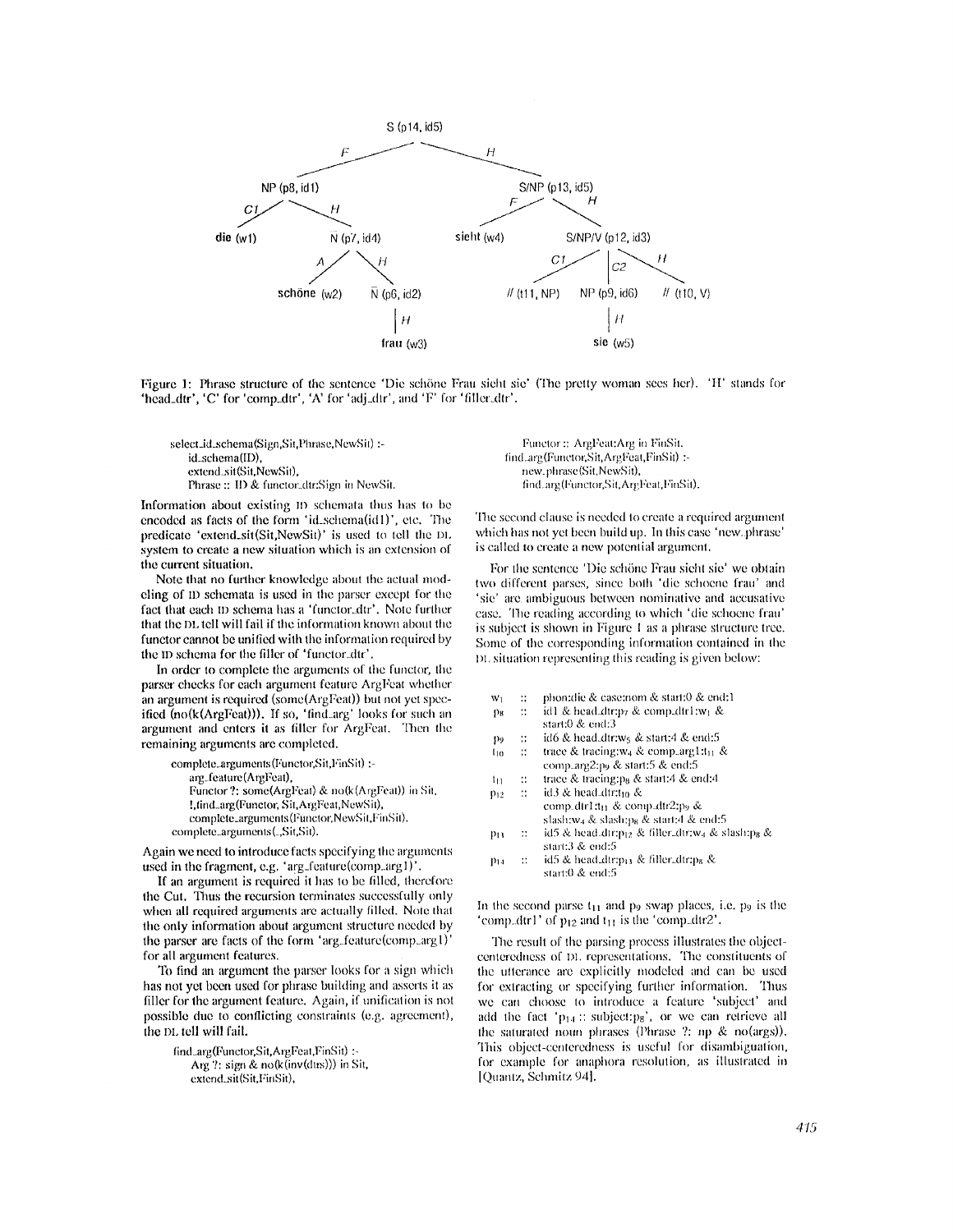Figure 1: Phrase structure of the sentence 'Die schöne Frau sieht sie' (The pretty woman sees her). 'H' stands for 'head_dtr', 'C' for 'comp_dtr', 'A' for 'adj_dtr', and 'F' for 'filler_dtr'.

```
select_id_schema(Sign,Sit,Phrase,NewSit) :-
    id_schema(ID),
    extend_sit(Sit,NewSit),
    Phrase :: ID & functor_dtr:Sign in NewSit.
```

Information about existing ID schemata thus has to be encoded as facts of the form 'id_schema(id1)', etc. The predicate 'extend_sit(Sit,NewSit)' is used to tell the DL system to create a new situation which is an extension of the current situation.

Note that no further knowledge about the actual modelling of ID schemata is used in the parser except for the fact that each ID schema has a 'functor_dtr'. Note further that the DL tell will fail if the information known about the functor cannot be unified with the information required by the ID schema for the filler of 'functor_dtr'.

In order to complete the arguments of the functor, the parser checks for each argument feature ArgFeat whether an argument is required (some(ArgFeat)) but not yet specified (no(k(ArgFeat))). If so, 'find_arg' looks for such an argument and enters it as filler for ArgFeat. Then the remaining arguments are completed.

```
complete_arguments(Functor,Sit,FinSit) :-
    arg_feature(ArgFeat),
    Functor ?: some(ArgFeat) & no(k(ArgFeat)) in Sit,
    !,find_arg(Functor, Sit,ArgFeat,NewSit),
    complete_arguments(Functor,NewSit,FinSit).
complete_arguments(_,Sit,Sit).
```

Again we need to introduce facts specifying the arguments used in the fragment, e.g. 'arg_feature(comp_arg1)'.

If an argument is required it has to be filled, therefore the Cut. Thus the recursion terminates successfully only when all required arguments are actually filled. Note that the only information about argument structure needed by the parser are facts of the form 'arg_feature(comp_arg1)' for all argument features.

To find an argument the parser looks for a sign which has not yet been used for phrase building and asserts it as filler for the argument feature. Again, if unification is not possible due to conflicting constraints (e.g. agreement), the DL tell will fail.

```
find_arg(Functor,Sit,ArgFeat,FinSit) :-
    Arg ?: sign & no(k(inv(dtrs))) in Sit,
    extend_sit(Sit,FinSit),
    Functor :: ArgFeat:Arg in FinSit.
find_arg(Functor,Sit,ArgFeat,FinSit) :-
    new_phrase(Sit,NewSit),
    find_arg(Functor,Sit,ArgFeat,FinSit).
```

The second clause is needed to create a required argument which has not yet been build up. In this case 'new_phrase' is called to create a new potential argument.

For the sentence 'Die schöne Frau sieht sie' we obtain two different parses, since both 'die schoene frau' and 'sie' are ambiguous between nominative and accusative case. The reading according to which 'die schoene frau' is subject is shown in Figure 1 as a phrase structure tree. Some of the corresponding information contained in the DL situation representing this reading is given below:

| | | |
|---|---|---|
| $w_1$ | :: | phon:die & case:nom & start:0 & end:1 |
| $p_8$ | :: | id1 & head_dtr:$p_7$ & comp_dtr1:$w_1$ & start:0 & end:3 |
| $p_9$ | :: | id6 & head_dtr:$w_5$ & start:4 & end:5 |
| $t_{10}$ | :: | trace & tracing:$w_4$ & comp_arg1:$t_{11}$ & comp_arg2:$p_9$ & start:5 & end:5 |
| $t_{11}$ | :: | trace & tracing:$p_8$ & start:4 & end:4 |
| $p_{12}$ | :: | id3 & head_dtr:$t_{10}$ & comp_dtr1:$t_{11}$ & comp_dtr2:$p_9$ & slash:$w_4$ & slash:$p_8$ & start:4 & end:5 |
| $p_{13}$ | :: | id5 & head_dtr:$p_{12}$ & filler_dtr:$w_4$ & slash:$p_8$ & start:3 & end:5 |
| $p_{14}$ | :: | id5 & head_dtr:$p_{13}$ & filler_dtr:$p_8$ & start:0 & end:5 |

In the second parse $t_{11}$ and $p_9$ swap places, i.e. $p_9$ is the 'comp_dtr1' of $p_{12}$ and $t_{11}$ is the 'comp_dtr2'.

The result of the parsing process illustrates the object-centeredness of DL representations. The constituents of the utterance are explicitly modeled and can be used for extracting or specifying further information. Thus we can choose to introduce a feature 'subject' and add the fact '$p_{14}$ :: subject:$p_8$', or we can retrieve all the saturated noun phrases (Phrase ?: np & no(args)). This object-centeredness is useful for disambiguation, for example for anaphora resolution, as illustrated in [Quantz, Schmitz 94].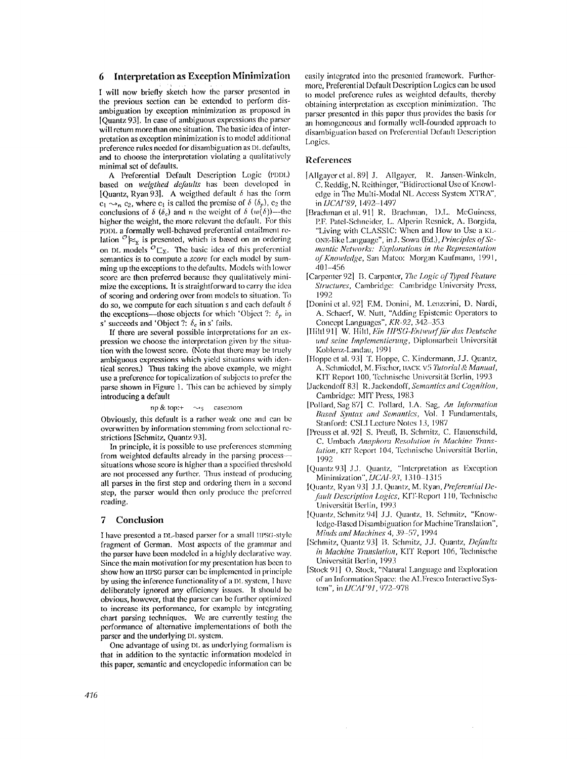## 6 Interpretation as Exception Minimization

I will now briefly sketch how the parser presented in the previous section can be extended to perform disambiguation by exception minimization as proposed in [Quantz 93]. In case of ambiguous expressions the parser will return more than one situation. The basic idea of interpretation as exception minimization is to model additional preference rules needed for disambiguation as DL defaults, and to choose the interpretation violating a qualitatively minimal set of defaults.

A Preferential Default Description Logic (PDDL) based on *weigthed defaults* has been developed in [Quantz, Ryan 93]. A weigthed default $\delta$ has the form $c_1 \rightsquigarrow_n c_2$, where $c_1$ is called the premise of $\delta$ ($\delta_p$), $c_2$ the conclusions of $\delta$ ($\delta_c$) and $n$ the weight of $\delta$ ($w(\delta)$)—the higher the weight, the more relevant the default. For this PDDL a formally well-behaved preferential entailment relation ${}^{\mathcal{O}}\!\!\approx_{\Sigma}$ is presented, which is based on an ordering on DL models ${}^{\mathcal{O}}\!\sqsubset_{\Sigma}$. The basic idea of this preferential semantics is to compute a *score* for each model by summing up the exceptions to the defaults. Models with lower score are then preferred because they qualitatively minimize the exceptions. It is straightforward to carry the idea of scoring and ordering over from models to situation. To do so, we compute for each situation s and each default $\delta$ the exceptions—those objects for which 'Object ?: $\delta_p$ in s' succeeds and 'Object ?: $\delta_c$ in s' fails.

If there are several possible interpretations for an expression we choose the interpretation given by the situation with the lowest score. (Note that there may be truely ambiguous expressions which yield situations with identical scores.) Thus taking the above example, we might use a preference for topicalization of subjects to prefer the parse shown in Figure 1. This can be achieved by simply introducing a default

$$\text{np \& top:+} \quad \rightsquigarrow_5 \quad \text{case:nom}$$

Obviously, this default is a rather weak one and can be overwritten by information stemming from selectional restrictions [Schmitz, Quantz 93].

In principle, it is possible to use preferences stemming from weighted defaults already in the parsing process—situations whose score is higher than a specified threshold are not processed any further. Thus instead of producing all parses in the first step and ordering them in a second step, the parser would then only produce the preferred reading.

## 7 Conclusion

I have presented a DL-based parser for a small HPSG-style fragment of German. Most aspects of the grammar and the parser have been modeled in a highly declarative way. Since the main motivation for my presentation has been to show how an HPSG parser can be implemented in principle by using the inference functionality of a DL system, I have deliberately ignored any efficiency issues. It should be obvious, however, that the parser can be further optimized to increase its performance, for example by integrating chart parsing techniques. We are currently testing the performance of alternative implementations of both the parser and the underlying DL system.

One advantage of using DL as underlying formalism is that in addition to the syntactic information modeled in this paper, semantic and encyclopedic information can be easily integrated into the presented framework. Furthermore, Preferential Default Description Logics can be used to model preference rules as weighted defaults, thereby obtaining interpretation as exception minimization. The parser presented in this paper thus provides the basis for an homogeneous and formally well-founded approach to disambiguation based on Preferential Default Description Logics.

## References

[Allgayer et al. 89] J. Allgayer, R. Jansen-Winkeln, C. Reddig, N. Reithinger, "Bidirectional Use of Knowledge in The Multi-Modal NL Access System XTRA", in *IJCAI'89*, 1492–1497

[Brachman et al. 91] R. Brachman, D.L. McGuiness, P.F. Patel-Schneider, L. Alperin Resnick, A. Borgida, "Living with CLASSIC: When and How to Use a KL-ONE-like Language", in J. Sowa (Ed.), *Principles of Semantic Networks: Explorations in the Representation of Knowledge*, San Mateo: Morgan Kaufmann, 1991, 401–456

[Carpenter 92] B. Carpenter, *The Logic of Typed Feature Structures*, Cambridge: Cambridge University Press, 1992

[Donini et al. 92] F.M. Donini, M. Lenzerini, D. Nardi, A. Schaerf, W. Nutt, "Adding Epistemic Operators to Concept Languages", *KR-92*, 342–353

[Hiltl 91] W. Hiltl, *Ein HPSG-Entwurf für das Deutsche und seine Implementierung*, Diplomarbeit Universität Koblenz-Landau, 1991

[Hoppe et al. 93] T. Hoppe, C. Kindermann, J.J. Quantz, A. Schmiedel, M. Fischer, BACK V5 *Tutorial & Manual*, KIT Report 100, Technische Universität Berlin, 1993

[Jackendoff 83] R. Jackendoff, *Semantics and Cognition*, Cambridge: MIT Press, 1983

[Pollard, Sag 87] C. Pollard, I.A. Sag, *An Information Based Syntax and Semantics*, Vol. I Fundamentals, Stanford: CSLI Lecture Notes 13, 1987

[Preuss et al. 92] S. Preuß, B. Schmitz, C. Hauenschild, C. Umbach *Anaphora Resolution in Machine Translation*, KIT Report 104, Technische Universität Berlin, 1992

[Quantz 93] J.J. Quantz, "Interpretation as Exception Minimization", *IJCAI-93*, 1310–1315

[Quantz, Ryan 93] J.J. Quantz, M. Ryan, *Preferential Default Description Logics*, KIT-Report 110, Technische Universität Berlin, 1993

[Quantz, Schmitz 94] J.J. Quantz, B. Schmitz, "Knowledge-Based Disambiguation for Machine Translation", *Minds and Machines* 4, 39–57, 1994

[Schmitz, Quantz 93] B. Schmitz, J.J. Quantz, *Defaults in Machine Translation*, KIT Report 106, Technische Universität Berlin, 1993

[Stock 91] O. Stock, "Natural Language and Exploration of an Information Space: the ALFresco Interactive System", in *IJCAI'91*, 972–978